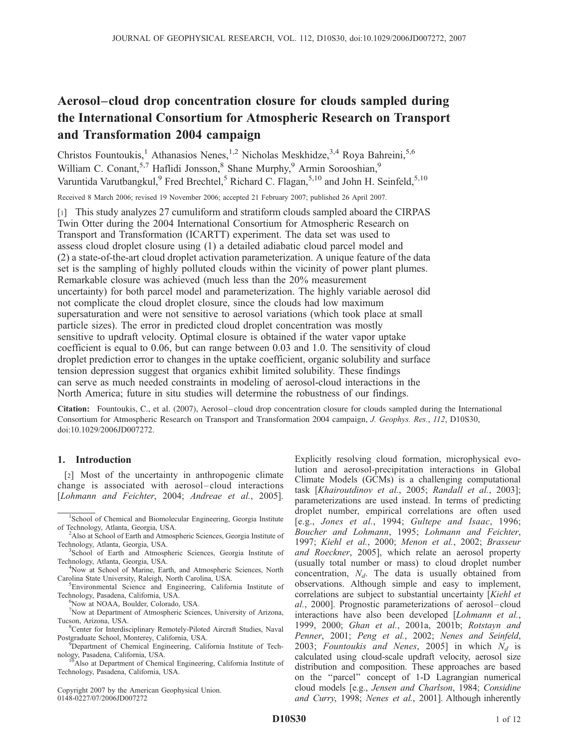# Aerosol–cloud drop concentration closure for clouds sampled during the International Consortium for Atmospheric Research on Transport and Transformation 2004 campaign

Christos Fountoukis,[1] Athanasios Nenes,[1,2] Nicholas Meskhidze,[3,4] Roya Bahreini,[5,6] William C. Conant,[5,7] Haflidi Jonsson,[8] Shane Murphy,[9] Armin Sorooshian,[9] Varuntida Varutbangkul,[9] Fred Brechtel,[5] Richard C. Flagan,[5,10] and John H. Seinfeld[5,10]

Received 8 March 2006; revised 19 November 2006; accepted 21 February 2007; published 26 April 2007.

[1] This study analyzes 27 cumuliform and stratiform clouds sampled aboard the CIRPAS Twin Otter during the 2004 International Consortium for Atmospheric Research on Transport and Transformation (ICARTT) experiment. The data set was used to assess cloud droplet closure using (1) a detailed adiabatic cloud parcel model and (2) a state-of-the-art cloud droplet activation parameterization. A unique feature of the data set is the sampling of highly polluted clouds within the vicinity of power plant plumes. Remarkable closure was achieved (much less than the 20% measurement uncertainty) for both parcel model and parameterization. The highly variable aerosol did not complicate the cloud droplet closure, since the clouds had low maximum supersaturation and were not sensitive to aerosol variations (which took place at small particle sizes). The error in predicted cloud droplet concentration was mostly sensitive to updraft velocity. Optimal closure is obtained if the water vapor uptake coefficient is equal to 0.06, but can range between 0.03 and 1.0. The sensitivity of cloud droplet prediction error to changes in the uptake coefficient, organic solubility and surface tension depression suggest that organics exhibit limited solubility. These findings can serve as much needed constraints in modeling of aerosol-cloud interactions in the North America; future in situ studies will determine the robustness of our findings.

**Citation:** Fountoukis, C., et al. (2007), Aerosol–cloud drop concentration closure for clouds sampled during the International Consortium for Atmospheric Research on Transport and Transformation 2004 campaign, *J. Geophys. Res.*, *112*, D10S30, doi:10.1029/2006JD007272.

## 1. Introduction

[2] Most of the uncertainty in anthropogenic climate change is associated with aerosol–cloud interactions [*Lohmann and Feichter*, 2004; *Andreae et al.*, 2005]. Explicitly resolving cloud formation, microphysical evolution and aerosol-precipitation interactions in Global Climate Models (GCMs) is a challenging computational task [*Khairoutdinov et al.*, 2005; *Randall et al.*, 2003]; parameterizations are used instead. In terms of predicting droplet number, empirical correlations are often used [e.g., *Jones et al.*, 1994; *Gultepe and Isaac*, 1996; *Boucher and Lohmann*, 1995; *Lohmann and Feichter*, 1997; *Kiehl et al.*, 2000; *Menon et al.*, 2002; *Brasseur and Roeckner*, 2005], which relate an aerosol property (usually total number or mass) to cloud droplet number concentration, $N_d$. The data is usually obtained from observations. Although simple and easy to implement, correlations are subject to substantial uncertainty [*Kiehl et al.*, 2000]. Prognostic parameterizations of aerosol–cloud interactions have also been developed [*Lohmann et al.*, 1999, 2000; *Ghan et al.*, 2001a, 2001b; *Rotstayn and Penner*, 2001; *Peng et al.*, 2002; *Nenes and Seinfeld*, 2003; *Fountoukis and Nenes*, 2005] in which $N_d$ is calculated using cloud-scale updraft velocity, aerosol size distribution and composition. These approaches are based on the "parcel" concept of 1-D Lagrangian numerical cloud models [e.g., *Jensen and Charlson*, 1984; *Considine and Curry*, 1998; *Nenes et al.*, 2001]. Although inherently

---

[1] School of Chemical and Biomolecular Engineering, Georgia Institute of Technology, Atlanta, Georgia, USA.

[2] Also at School of Earth and Atmospheric Sciences, Georgia Institute of Technology, Atlanta, Georgia, USA.

[3] School of Earth and Atmospheric Sciences, Georgia Institute of Technology, Atlanta, Georgia, USA.

[4] Now at School of Marine, Earth, and Atmospheric Sciences, North Carolina State University, Raleigh, North Carolina, USA.

[5] Environmental Science and Engineering, California Institute of Technology, Pasadena, California, USA.

[6] Now at NOAA, Boulder, Colorado, USA.

[7] Now at Department of Atmospheric Sciences, University of Arizona, Tucson, Arizona, USA.

[8] Center for Interdisciplinary Remotely-Piloted Aircraft Studies, Naval Postgraduate School, Monterey, California, USA.

[9] Department of Chemical Engineering, California Institute of Technology, Pasadena, California, USA.

[10] Also at Department of Chemical Engineering, California Institute of Technology, Pasadena, California, USA.

Copyright 2007 by the American Geophysical Union.
0148-0227/07/2006JD007272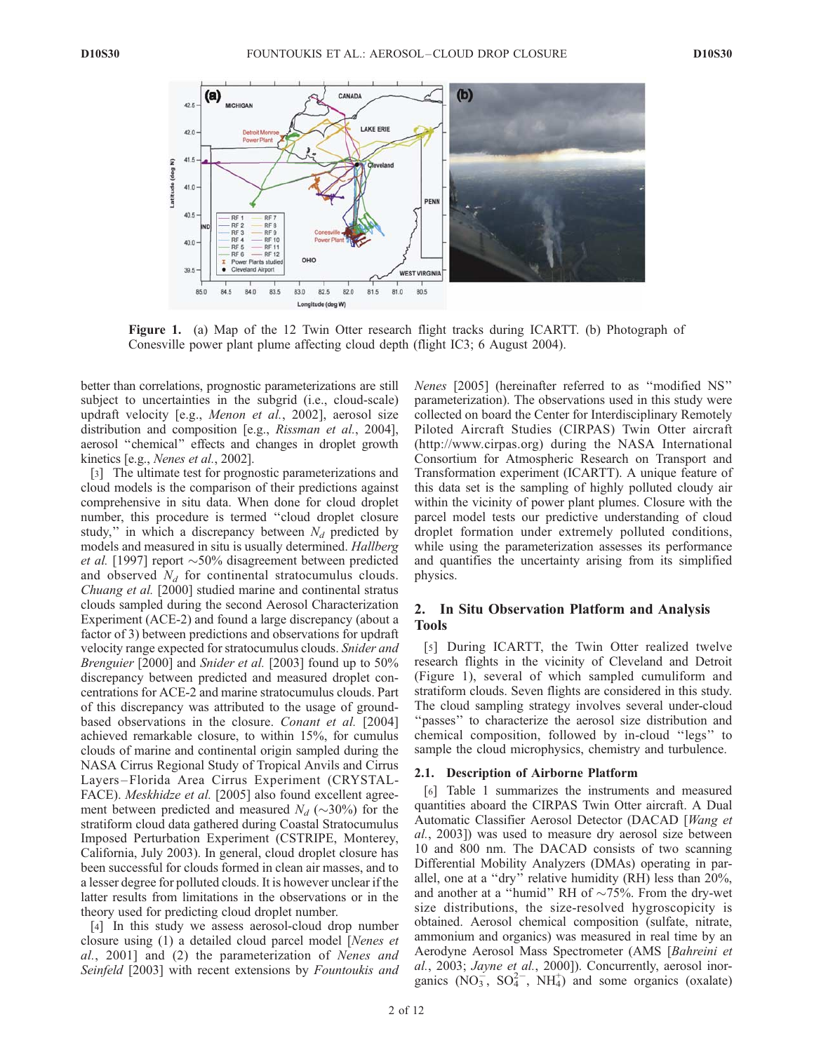**Figure 1.** (a) Map of the 12 Twin Otter research flight tracks during ICARTT. (b) Photograph of Conesville power plant plume affecting cloud depth (flight IC3; 6 August 2004).

better than correlations, prognostic parameterizations are still subject to uncertainties in the subgrid (i.e., cloud-scale) updraft velocity [e.g., *Menon et al.*, 2002], aerosol size distribution and composition [e.g., *Rissman et al.*, 2004], aerosol "chemical" effects and changes in droplet growth kinetics [e.g., *Nenes et al.*, 2002].

[3] The ultimate test for prognostic parameterizations and cloud models is the comparison of their predictions against comprehensive in situ data. When done for cloud droplet number, this procedure is termed "cloud droplet closure study," in which a discrepancy between $N_d$ predicted by models and measured in situ is usually determined. *Hallberg et al.* [1997] report ~50% disagreement between predicted and observed $N_d$ for continental stratocumulus clouds. *Chuang et al.* [2000] studied marine and continental stratus clouds sampled during the second Aerosol Characterization Experiment (ACE-2) and found a large discrepancy (about a factor of 3) between predictions and observations for updraft velocity range expected for stratocumulus clouds. *Snider and Brenguier* [2000] and *Snider et al.* [2003] found up to 50% discrepancy between predicted and measured droplet concentrations for ACE-2 and marine stratocumulus clouds. Part of this discrepancy was attributed to the usage of ground-based observations in the closure. *Conant et al.* [2004] achieved remarkable closure, to within 15%, for cumulus clouds of marine and continental origin sampled during the NASA Cirrus Regional Study of Tropical Anvils and Cirrus Layers–Florida Area Cirrus Experiment (CRYSTAL-FACE). *Meskhidze et al.* [2005] also found excellent agreement between predicted and measured $N_d$ (~30%) for the stratiform cloud data gathered during Coastal Stratocumulus Imposed Perturbation Experiment (CSTRIPE, Monterey, California, July 2003). In general, cloud droplet closure has been successful for clouds formed in clean air masses, and to a lesser degree for polluted clouds. It is however unclear if the latter results from limitations in the observations or in the theory used for predicting cloud droplet number.

[4] In this study we assess aerosol-cloud drop number closure using (1) a detailed cloud parcel model [*Nenes et al.*, 2001] and (2) the parameterization of *Nenes and Seinfeld* [2003] with recent extensions by *Fountoukis and Nenes* [2005] (hereinafter referred to as "modified NS" parameterization). The observations used in this study were collected on board the Center for Interdisciplinary Remotely Piloted Aircraft Studies (CIRPAS) Twin Otter aircraft (http://www.cirpas.org) during the NASA International Consortium for Atmospheric Research on Transport and Transformation experiment (ICARTT). A unique feature of this data set is the sampling of highly polluted cloudy air within the vicinity of power plant plumes. Closure with the parcel model tests our predictive understanding of cloud droplet formation under extremely polluted conditions, while using the parameterization assesses its performance and quantifies the uncertainty arising from its simplified physics.

## 2. In Situ Observation Platform and Analysis Tools

[5] During ICARTT, the Twin Otter realized twelve research flights in the vicinity of Cleveland and Detroit (Figure 1), several of which sampled cumuliform and stratiform clouds. Seven flights are considered in this study. The cloud sampling strategy involves several under-cloud "passes" to characterize the aerosol size distribution and chemical composition, followed by in-cloud "legs" to sample the cloud microphysics, chemistry and turbulence.

### 2.1. Description of Airborne Platform

[6] Table 1 summarizes the instruments and measured quantities aboard the CIRPAS Twin Otter aircraft. A Dual Automatic Classifier Aerosol Detector (DACAD [*Wang et al.*, 2003]) was used to measure dry aerosol size between 10 and 800 nm. The DACAD consists of two scanning Differential Mobility Analyzers (DMAs) operating in parallel, one at a "dry" relative humidity (RH) less than 20%, and another at a "humid" RH of ~75%. From the dry-wet size distributions, the size-resolved hygroscopicity is obtained. Aerosol chemical composition (sulfate, nitrate, ammonium and organics) was measured in real time by an Aerodyne Aerosol Mass Spectrometer (AMS [*Bahreini et al.*, 2003; *Jayne et al.*, 2000]). Concurrently, aerosol inorganics ($NO_3^-$, $SO_4^{2-}$, $NH_4^+$) and some organics (oxalate)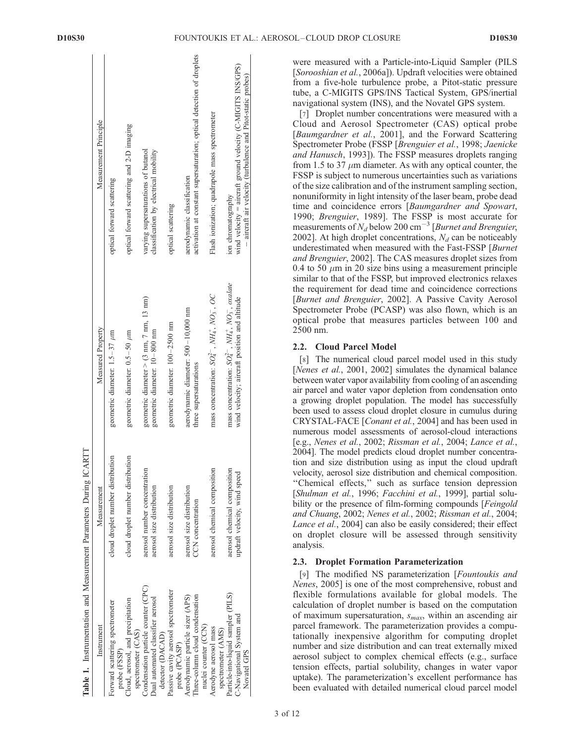**Table 1.** Instrumentation and Measurement Parameters During ICARTT

| Instrument | Measurement | Measured Property | Measurement Principle |
| --- | --- | --- | --- |
| Forward scattering spectrometer probe (FSSP) | cloud droplet number distribution | geometric diameter: 1.5–37 μm | optical forward scattering |
| Cloud, aerosol, and precipitation spectrometer (CAS) | cloud droplet number distribution | geometric diameter: 0.5–50 μm | optical forward scattering and 2-D imaging |
| Condensation particle counter (CPC) | aerosol number concentration | geometric diameter > (3 nm, 7 nm, 13 nm) | varying supersaturations of butanol |
| Dual automated classifier aerosol detector (DACAD) | aerosol size distribution | geometric diameter: 10–800 nm | classification by electrical mobility |
| Passive cavity aerosol spectrometer probe (PCASP) | aerosol size distribution | geometric diameter: 100–2500 nm | optical scattering |
| Aerodynamic particle sizer (APS) | aerosol size distribution | aerodynamic diameter: 500–10,000 nm | aerodynamic classification |
| Three-column cloud condensation nuclei counter (CCN) | CCN concentration | three supersaturations | activation at constant supersaturation; optical detection of droplets |
| Aerodyne aerosol mass spectrometer (AMS) | aerosol chemical composition | mass concentration: $SO_4^{2-}$, $NH_4^+$, $NO_3^-$, OC | Flash ionization; quadrapole mass spectrometer |
| Particle-into-liquid sampler (PILS) | aerosol chemical composition | mass concentration: $SO_4^{2-}$, $NH_4^+$, $NO_3^-$, *oxalate* | ion chromatography |
| C-Navigational System and Novatel GPS | updraft velocity, wind speed | wind velocity; aircraft position and altitude | wind velocity = aircraft ground velocity (C-MIGITS INS/GPS) − aircraft air velocity (turbulence and Pitot-static probes) |

were measured with a Particle-into-Liquid Sampler (PILS [*Sorooshian et al.*, 2006a]). Updraft velocities were obtained from a five-hole turbulence probe, a Pitot-static pressure tube, a C-MIGITS GPS/INS Tactical System, GPS/inertial navigational system (INS), and the Novatel GPS system.

[7] Droplet number concentrations were measured with a Cloud and Aerosol Spectrometer (CAS) optical probe [*Baumgardner et al.*, 2001], and the Forward Scattering Spectrometer Probe (FSSP [*Brenguier et al.*, 1998; *Jaenicke and Hanusch*, 1993]). The FSSP measures droplets ranging from 1.5 to 37 μm diameter. As with any optical counter, the FSSP is subject to numerous uncertainties such as variations of the size calibration and of the instrument sampling section, nonuniformity in light intensity of the laser beam, probe dead time and coincidence errors [*Baumgardner and Spowart*, 1990; *Brenguier*, 1989]. The FSSP is most accurate for measurements of $N_d$ below 200 cm$^{-3}$ [*Burnet and Brenguier*, 2002]. At high droplet concentrations, $N_d$ can be noticeably underestimated when measured with the Fast-FSSP [*Burnet and Brenguier*, 2002]. The CAS measures droplet sizes from 0.4 to 50 μm in 20 size bins using a measurement principle similar to that of the FSSP, but improved electronics relaxes the requirement for dead time and coincidence corrections [*Burnet and Brenguier*, 2002]. A Passive Cavity Aerosol Spectrometer Probe (PCASP) was also flown, which is an optical probe that measures particles between 100 and 2500 nm.

### 2.2. Cloud Parcel Model

[8] The numerical cloud parcel model used in this study [*Nenes et al.*, 2001, 2002] simulates the dynamical balance between water vapor availability from cooling of an ascending air parcel and water vapor depletion from condensation onto a growing droplet population. The model has successfully been used to assess cloud droplet closure in cumulus during CRYSTAL-FACE [*Conant et al.*, 2004] and has been used in numerous model assessments of aerosol-cloud interactions [e.g., *Nenes et al.*, 2002; *Rissman et al.*, 2004; *Lance et al.*, 2004]. The model predicts cloud droplet number concentration and size distribution using as input the cloud updraft velocity, aerosol size distribution and chemical composition. "Chemical effects," such as surface tension depression [*Shulman et al.*, 1996; *Facchini et al.*, 1999], partial solubility or the presence of film-forming compounds [*Feingold and Chuang*, 2002; *Nenes et al.*, 2002; *Rissman et al.*, 2004; *Lance et al.*, 2004] can also be easily considered; their effect on droplet closure will be assessed through sensitivity analysis.

### 2.3. Droplet Formation Parameterization

[9] The modified NS parameterization [*Fountoukis and Nenes*, 2005] is one of the most comprehensive, robust and flexible formulations available for global models. The calculation of droplet number is based on the computation of maximum supersaturation, $s_{max}$, within an ascending air parcel framework. The parameterization provides a computationally inexpensive algorithm for computing droplet number and size distribution and can treat externally mixed aerosol subject to complex chemical effects (e.g., surface tension effects, partial solubility, changes in water vapor uptake). The parameterization's excellent performance has been evaluated with detailed numerical cloud parcel model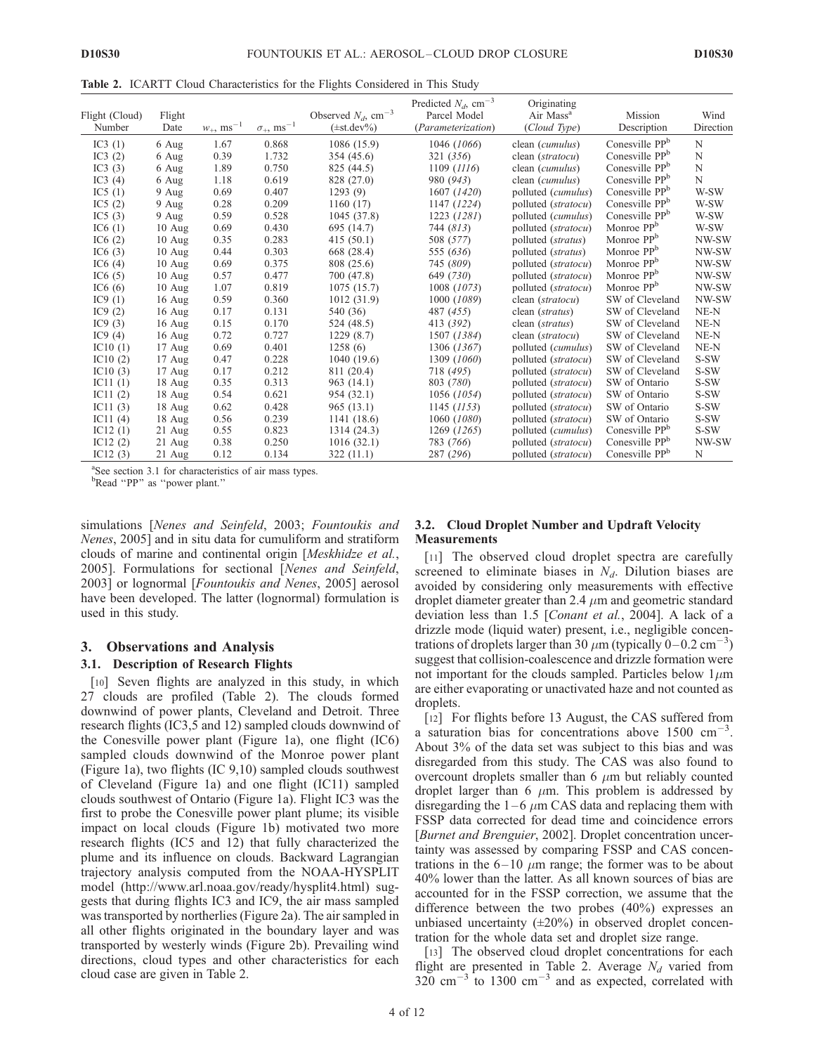**Table 2.** ICARTT Cloud Characteristics for the Flights Considered in This Study

| Flight (Cloud) Number | Flight Date | $w_+$, ms$^{-1}$ | $\sigma_+$, ms$^{-1}$ | Observed $N_d$, cm$^{-3}$ (±st.dev%) | Predicted $N_d$, cm$^{-3}$ Parcel Model (*Parameterization*) | Originating Air Mass[a] (*Cloud Type*) | Mission Description | Wind Direction |
|---|---|---|---|---|---|---|---|---|
| IC3 (1) | 6 Aug | 1.67 | 0.868 | 1086 (15.9) | 1046 (*1066*) | clean (*cumulus*) | Conesville PP[b] | N |
| IC3 (2) | 6 Aug | 0.39 | 1.732 | 354 (45.6) | 321 (*356*) | clean (*stratocu*) | Conesville PP[b] | N |
| IC3 (3) | 6 Aug | 1.89 | 0.750 | 825 (44.5) | 1109 (*1116*) | clean (*cumulus*) | Conesville PP[b] | N |
| IC3 (4) | 6 Aug | 1.18 | 0.619 | 828 (27.0) | 980 (*943*) | clean (*cumulus*) | Conesville PP[b] | N |
| IC5 (1) | 9 Aug | 0.69 | 0.407 | 1293 (9) | 1607 (*1420*) | polluted (*cumulus*) | Conesville PP[b] | W-SW |
| IC5 (2) | 9 Aug | 0.28 | 0.209 | 1160 (17) | 1147 (*1224*) | polluted (*stratocu*) | Conesville PP[b] | W-SW |
| IC5 (3) | 9 Aug | 0.59 | 0.528 | 1045 (37.8) | 1223 (*1281*) | polluted (*cumulus*) | Conesville PP[b] | W-SW |
| IC6 (1) | 10 Aug | 0.69 | 0.430 | 695 (14.7) | 744 (*813*) | polluted (*stratocu*) | Monroe PP[b] | W-SW |
| IC6 (2) | 10 Aug | 0.35 | 0.283 | 415 (50.1) | 508 (*577*) | polluted (*stratus*) | Monroe PP[b] | NW-SW |
| IC6 (3) | 10 Aug | 0.44 | 0.303 | 668 (28.4) | 555 (*636*) | polluted (*stratus*) | Monroe PP[b] | NW-SW |
| IC6 (4) | 10 Aug | 0.69 | 0.375 | 808 (25.6) | 745 (*809*) | polluted (*stratocu*) | Monroe PP[b] | NW-SW |
| IC6 (5) | 10 Aug | 0.57 | 0.477 | 700 (47.8) | 649 (*730*) | polluted (*stratocu*) | Monroe PP[b] | NW-SW |
| IC6 (6) | 10 Aug | 1.07 | 0.819 | 1075 (15.7) | 1008 (*1073*) | polluted (*stratocu*) | Monroe PP[b] | NW-SW |
| IC9 (1) | 16 Aug | 0.59 | 0.360 | 1012 (31.9) | 1000 (*1089*) | clean (*stratocu*) | SW of Cleveland | NW-SW |
| IC9 (2) | 16 Aug | 0.17 | 0.131 | 540 (36) | 487 (*455*) | clean (*stratus*) | SW of Cleveland | NE-N |
| IC9 (3) | 16 Aug | 0.15 | 0.170 | 524 (48.5) | 413 (*392*) | clean (*stratus*) | SW of Cleveland | NE-N |
| IC9 (4) | 16 Aug | 0.72 | 0.727 | 1229 (8.7) | 1507 (*1384*) | clean (*stratocu*) | SW of Cleveland | NE-N |
| IC10 (1) | 17 Aug | 0.69 | 0.401 | 1258 (6) | 1306 (*1367*) | polluted (*cumulus*) | SW of Cleveland | NE-N |
| IC10 (2) | 17 Aug | 0.47 | 0.228 | 1040 (19.6) | 1309 (*1060*) | polluted (*stratocu*) | SW of Cleveland | S-SW |
| IC10 (3) | 17 Aug | 0.17 | 0.212 | 811 (20.4) | 718 (*495*) | polluted (*stratocu*) | SW of Cleveland | S-SW |
| IC11 (1) | 18 Aug | 0.35 | 0.313 | 963 (14.1) | 803 (*780*) | polluted (*stratocu*) | SW of Ontario | S-SW |
| IC11 (2) | 18 Aug | 0.54 | 0.621 | 954 (32.1) | 1056 (*1054*) | polluted (*stratocu*) | SW of Ontario | S-SW |
| IC11 (3) | 18 Aug | 0.62 | 0.428 | 965 (13.1) | 1145 (*1153*) | polluted (*stratocu*) | SW of Ontario | S-SW |
| IC11 (4) | 18 Aug | 0.56 | 0.239 | 1141 (18.6) | 1060 (*1080*) | polluted (*stratocu*) | SW of Ontario | S-SW |
| IC12 (1) | 21 Aug | 0.55 | 0.823 | 1314 (24.3) | 1269 (*1265*) | polluted (*cumulus*) | Conesville PP[b] | S-SW |
| IC12 (2) | 21 Aug | 0.38 | 0.250 | 1016 (32.1) | 783 (*766*) | polluted (*stratocu*) | Conesville PP[b] | NW-SW |
| IC12 (3) | 21 Aug | 0.12 | 0.134 | 322 (11.1) | 287 (*296*) | polluted (*stratocu*) | Conesville PP[b] | N |

[a]See section 3.1 for characteristics of air mass types.
[b]Read "PP" as "power plant."

simulations [*Nenes and Seinfeld*, 2003; *Fountoukis and Nenes*, 2005] and in situ data for cumuliform and stratiform clouds of marine and continental origin [*Meskhidze et al.*, 2005]. Formulations for sectional [*Nenes and Seinfeld*, 2003] or lognormal [*Fountoukis and Nenes*, 2005] aerosol have been developed. The latter (lognormal) formulation is used in this study.

## 3. Observations and Analysis

### 3.1. Description of Research Flights

[10] Seven flights are analyzed in this study, in which 27 clouds are profiled (Table 2). The clouds formed downwind of power plants, Cleveland and Detroit. Three research flights (IC3,5 and 12) sampled clouds downwind of the Conesville power plant (Figure 1a), one flight (IC6) sampled clouds downwind of the Monroe power plant (Figure 1a), two flights (IC 9,10) sampled clouds southwest of Cleveland (Figure 1a) and one flight (IC11) sampled clouds southwest of Ontario (Figure 1a). Flight IC3 was the first to probe the Conesville power plant plume; its visible impact on local clouds (Figure 1b) motivated two more research flights (IC5 and 12) that fully characterized the plume and its influence on clouds. Backward Lagrangian trajectory analysis computed from the NOAA-HYSPLIT model (http://www.arl.noaa.gov/ready/hysplit4.html) suggests that during flights IC3 and IC9, the air mass sampled was transported by northerlies (Figure 2a). The air sampled in all other flights originated in the boundary layer and was transported by westerly winds (Figure 2b). Prevailing wind directions, cloud types and other characteristics for each cloud case are given in Table 2.

### 3.2. Cloud Droplet Number and Updraft Velocity Measurements

[11] The observed cloud droplet spectra are carefully screened to eliminate biases in $N_d$. Dilution biases are avoided by considering only measurements with effective droplet diameter greater than 2.4 $\mu$m and geometric standard deviation less than 1.5 [*Conant et al.*, 2004]. A lack of a drizzle mode (liquid water) present, i.e., negligible concentrations of droplets larger than 30 $\mu$m (typically 0–0.2 cm$^{-3}$) suggest that collision-coalescence and drizzle formation were not important for the clouds sampled. Particles below 1$\mu$m are either evaporating or unactivated haze and not counted as droplets.

[12] For flights before 13 August, the CAS suffered from a saturation bias for concentrations above 1500 cm$^{-3}$. About 3% of the data set was subject to this bias and was disregarded from this study. The CAS was also found to overcount droplets smaller than 6 $\mu$m but reliably counted droplet larger than 6 $\mu$m. This problem is addressed by disregarding the 1–6 $\mu$m CAS data and replacing them with FSSP data corrected for dead time and coincidence errors [*Burnet and Brenguier*, 2002]. Droplet concentration uncertainty was assessed by comparing FSSP and CAS concentrations in the 6–10 $\mu$m range; the former was to be about 40% lower than the latter. As all known sources of bias are accounted for in the FSSP correction, we assume that the difference between the two probes (40%) expresses an unbiased uncertainty (±20%) in observed droplet concentration for the whole data set and droplet size range.

[13] The observed cloud droplet concentrations for each flight are presented in Table 2. Average $N_d$ varied from 320 cm$^{-3}$ to 1300 cm$^{-3}$ and as expected, correlated with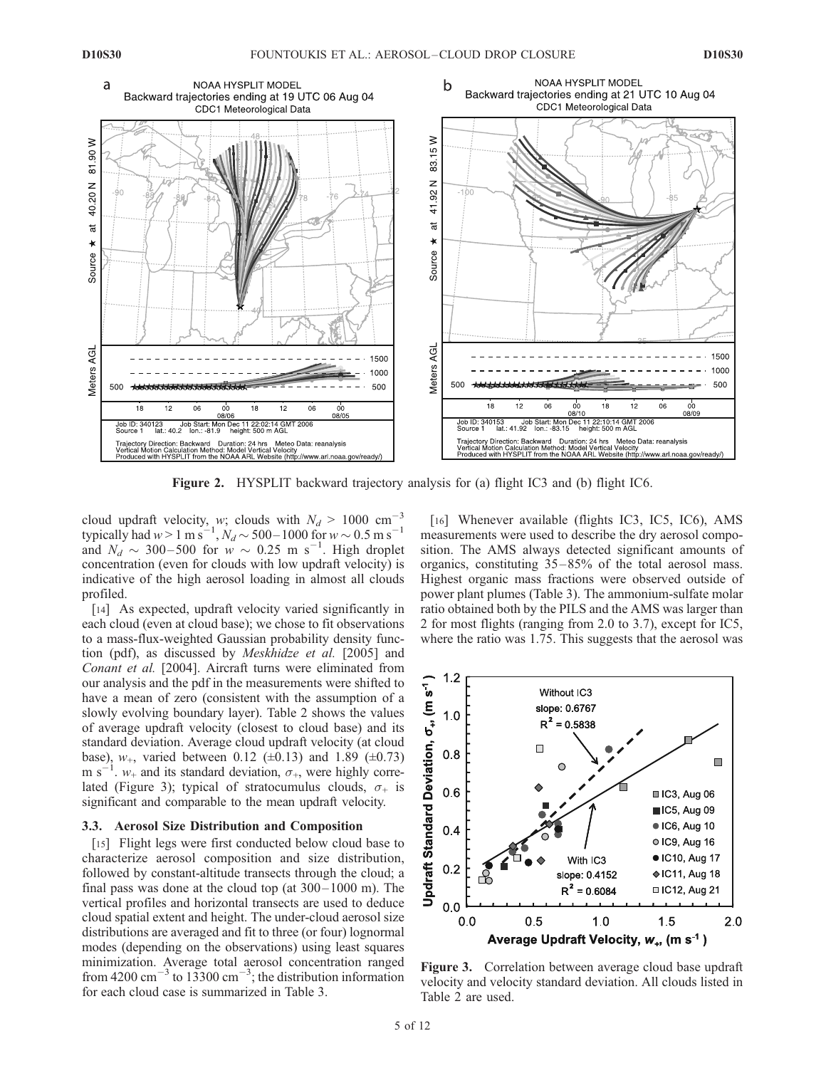Figure 2. HYSPLIT backward trajectory analysis for (a) flight IC3 and (b) flight IC6.

cloud updraft velocity, $w$; clouds with $N_d$ > 1000 $cm^{-3}$ typically had $w$ > 1 m $s^{-1}$, $N_d \sim$ 500–1000 for $w \sim$ 0.5 m $s^{-1}$ and $N_d \sim$ 300–500 for $w \sim$ 0.25 m $s^{-1}$. High droplet concentration (even for clouds with low updraft velocity) is indicative of the high aerosol loading in almost all clouds profiled.

[14] As expected, updraft velocity varied significantly in each cloud (even at cloud base); we chose to fit observations to a mass-flux-weighted Gaussian probability density function (pdf), as discussed by *Meskhidze et al.* [2005] and *Conant et al.* [2004]. Aircraft turns were eliminated from our analysis and the pdf in the measurements were shifted to have a mean of zero (consistent with the assumption of a slowly evolving boundary layer). Table 2 shows the values of average updraft velocity (closest to cloud base) and its standard deviation. Average cloud updraft velocity (at cloud base), $w_+$, varied between 0.12 (±0.13) and 1.89 (±0.73) m $s^{-1}$. $w_+$ and its standard deviation, $\sigma_+$, were highly correlated (Figure 3); typical of stratocumulus clouds, $\sigma_+$ is significant and comparable to the mean updraft velocity.

### 3.3. Aerosol Size Distribution and Composition

[15] Flight legs were first conducted below cloud base to characterize aerosol composition and size distribution, followed by constant-altitude transects through the cloud; a final pass was done at the cloud top (at 300–1000 m). The vertical profiles and horizontal transects are used to deduce cloud spatial extent and height. The under-cloud aerosol size distributions are averaged and fit to three (or four) lognormal modes (depending on the observations) using least squares minimization. Average total aerosol concentration ranged from 4200 $cm^{-3}$ to 13300 $cm^{-3}$; the distribution information for each cloud case is summarized in Table 3.

[16] Whenever available (flights IC3, IC5, IC6), AMS measurements were used to describe the dry aerosol composition. The AMS always detected significant amounts of organics, constituting 35–85% of the total aerosol mass. Highest organic mass fractions were observed outside of power plant plumes (Table 3). The ammonium-sulfate molar ratio obtained both by the PILS and the AMS was larger than 2 for most flights (ranging from 2.0 to 3.7), except for IC5, where the ratio was 1.75. This suggests that the aerosol was

Figure 3. Correlation between average cloud base updraft velocity and velocity standard deviation. All clouds listed in Table 2 are used.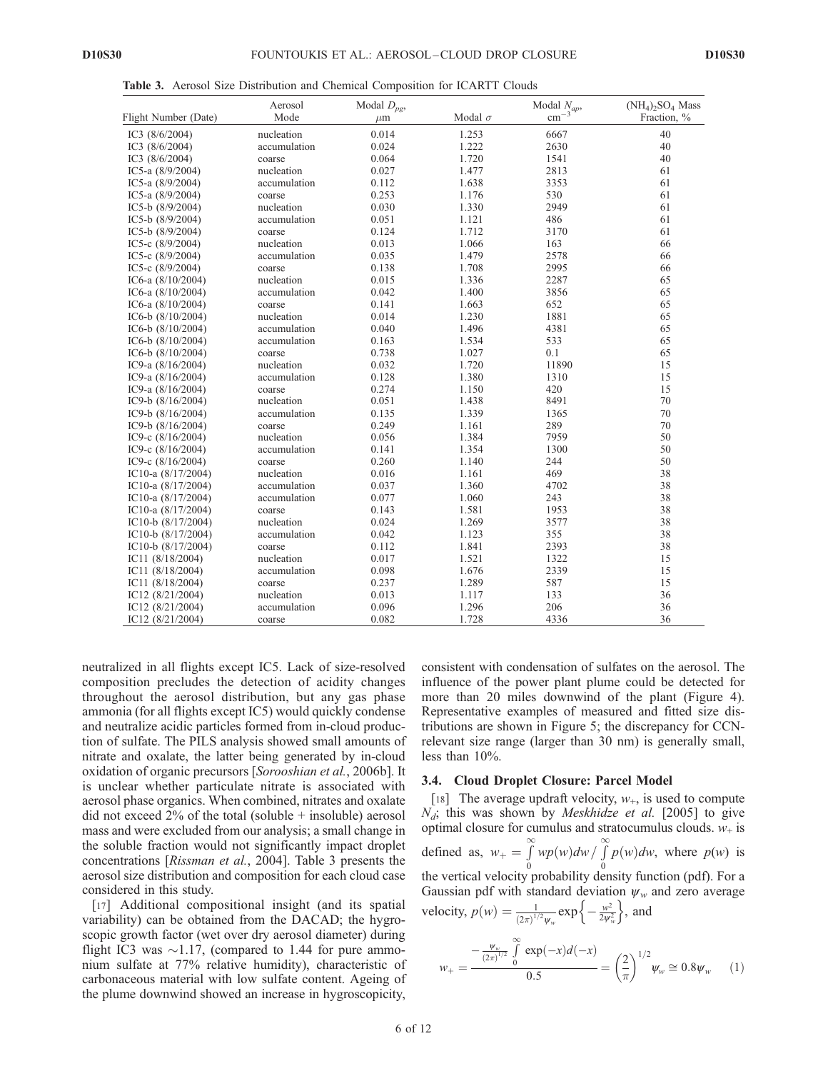**Table 3.** Aerosol Size Distribution and Chemical Composition for ICARTT Clouds

| Flight Number (Date) | Aerosol Mode | Modal $D_{pg}$, $\mu$m | Modal $\sigma$ | Modal $N_{ap}$, $cm^{-3}$ | $(NH_4)_2SO_4$ Mass Fraction, % |
|---|---|---|---|---|---|
| IC3 (8/6/2004) | nucleation | 0.014 | 1.253 | 6667 | 40 |
| IC3 (8/6/2004) | accumulation | 0.024 | 1.222 | 2630 | 40 |
| IC3 (8/6/2004) | coarse | 0.064 | 1.720 | 1541 | 40 |
| IC5-a (8/9/2004) | nucleation | 0.027 | 1.477 | 2813 | 61 |
| IC5-a (8/9/2004) | accumulation | 0.112 | 1.638 | 3353 | 61 |
| IC5-a (8/9/2004) | coarse | 0.253 | 1.176 | 530 | 61 |
| IC5-b (8/9/2004) | nucleation | 0.030 | 1.330 | 2949 | 61 |
| IC5-b (8/9/2004) | accumulation | 0.051 | 1.121 | 486 | 61 |
| IC5-b (8/9/2004) | coarse | 0.124 | 1.712 | 3170 | 61 |
| IC5-c (8/9/2004) | nucleation | 0.013 | 1.066 | 163 | 66 |
| IC5-c (8/9/2004) | accumulation | 0.035 | 1.479 | 2578 | 66 |
| IC5-c (8/9/2004) | coarse | 0.138 | 1.708 | 2995 | 66 |
| IC6-a (8/10/2004) | nucleation | 0.015 | 1.336 | 2287 | 65 |
| IC6-a (8/10/2004) | accumulation | 0.042 | 1.400 | 3856 | 65 |
| IC6-a (8/10/2004) | coarse | 0.141 | 1.663 | 652 | 65 |
| IC6-b (8/10/2004) | nucleation | 0.014 | 1.230 | 1881 | 65 |
| IC6-b (8/10/2004) | accumulation | 0.040 | 1.496 | 4381 | 65 |
| IC6-b (8/10/2004) | accumulation | 0.163 | 1.534 | 533 | 65 |
| IC6-b (8/10/2004) | coarse | 0.738 | 1.027 | 0.1 | 65 |
| IC9-a (8/16/2004) | nucleation | 0.032 | 1.720 | 11890 | 15 |
| IC9-a (8/16/2004) | accumulation | 0.128 | 1.380 | 1310 | 15 |
| IC9-a (8/16/2004) | coarse | 0.274 | 1.150 | 420 | 15 |
| IC9-b (8/16/2004) | nucleation | 0.051 | 1.438 | 8491 | 70 |
| IC9-b (8/16/2004) | accumulation | 0.135 | 1.339 | 1365 | 70 |
| IC9-b (8/16/2004) | coarse | 0.249 | 1.161 | 289 | 70 |
| IC9-c (8/16/2004) | nucleation | 0.056 | 1.384 | 7959 | 50 |
| IC9-c (8/16/2004) | accumulation | 0.141 | 1.354 | 1300 | 50 |
| IC9-c (8/16/2004) | coarse | 0.260 | 1.140 | 244 | 50 |
| IC10-a (8/17/2004) | nucleation | 0.016 | 1.161 | 469 | 38 |
| IC10-a (8/17/2004) | accumulation | 0.037 | 1.360 | 4702 | 38 |
| IC10-a (8/17/2004) | accumulation | 0.077 | 1.060 | 243 | 38 |
| IC10-a (8/17/2004) | coarse | 0.143 | 1.581 | 1953 | 38 |
| IC10-b (8/17/2004) | nucleation | 0.024 | 1.269 | 3577 | 38 |
| IC10-b (8/17/2004) | accumulation | 0.042 | 1.123 | 355 | 38 |
| IC10-b (8/17/2004) | coarse | 0.112 | 1.841 | 2393 | 38 |
| IC11 (8/18/2004) | nucleation | 0.017 | 1.521 | 1322 | 15 |
| IC11 (8/18/2004) | accumulation | 0.098 | 1.676 | 2339 | 15 |
| IC11 (8/18/2004) | coarse | 0.237 | 1.289 | 587 | 15 |
| IC12 (8/21/2004) | nucleation | 0.013 | 1.117 | 133 | 36 |
| IC12 (8/21/2004) | accumulation | 0.096 | 1.296 | 206 | 36 |
| IC12 (8/21/2004) | coarse | 0.082 | 1.728 | 4336 | 36 |

neutralized in all flights except IC5. Lack of size-resolved composition precludes the detection of acidity changes throughout the aerosol distribution, but any gas phase ammonia (for all flights except IC5) would quickly condense and neutralize acidic particles formed from in-cloud production of sulfate. The PILS analysis showed small amounts of nitrate and oxalate, the latter being generated by in-cloud oxidation of organic precursors [*Sorooshian et al.*, 2006b]. It is unclear whether particulate nitrate is associated with aerosol phase organics. When combined, nitrates and oxalate did not exceed 2% of the total (soluble + insoluble) aerosol mass and were excluded from our analysis; a small change in the soluble fraction would not significantly impact droplet concentrations [*Rissman et al.*, 2004]. Table 3 presents the aerosol size distribution and composition for each cloud case considered in this study.

[17] Additional compositional insight (and its spatial variability) can be obtained from the DACAD; the hygroscopic growth factor (wet over dry aerosol diameter) during flight IC3 was ~1.17, (compared to 1.44 for pure ammonium sulfate at 77% relative humidity), characteristic of carbonaceous material with low sulfate content. Ageing of the plume downwind showed an increase in hygroscopicity, consistent with condensation of sulfates on the aerosol. The influence of the power plant plume could be detected for more than 20 miles downwind of the plant (Figure 4). Representative examples of measured and fitted size distributions are shown in Figure 5; the discrepancy for CCN-relevant size range (larger than 30 nm) is generally small, less than 10%.

### 3.4. Cloud Droplet Closure: Parcel Model

[18] The average updraft velocity, $w_+$, is used to compute $N_d$; this was shown by *Meskhidze et al.* [2005] to give optimal closure for cumulus and stratocumulus clouds. $w_+$ is defined as, $w_+ = \int_0^\infty wp(w)dw / \int_0^\infty p(w)dw$, where $p(w)$ is the vertical velocity probability density function (pdf). For a Gaussian pdf with standard deviation $\psi_w$ and zero average velocity, $p(w) = \frac{1}{(2\pi)^{1/2}\psi_w}\exp\left\{-\frac{w^2}{2\psi_w^2}\right\}$, and

$$w_+ = \frac{-\frac{\psi_w}{(2\pi)^{1/2}}\int_0^\infty \exp(-x)d(-x)}{0.5} = \left(\frac{2}{\pi}\right)^{1/2}\psi_w \cong 0.8\psi_w \quad (1)$$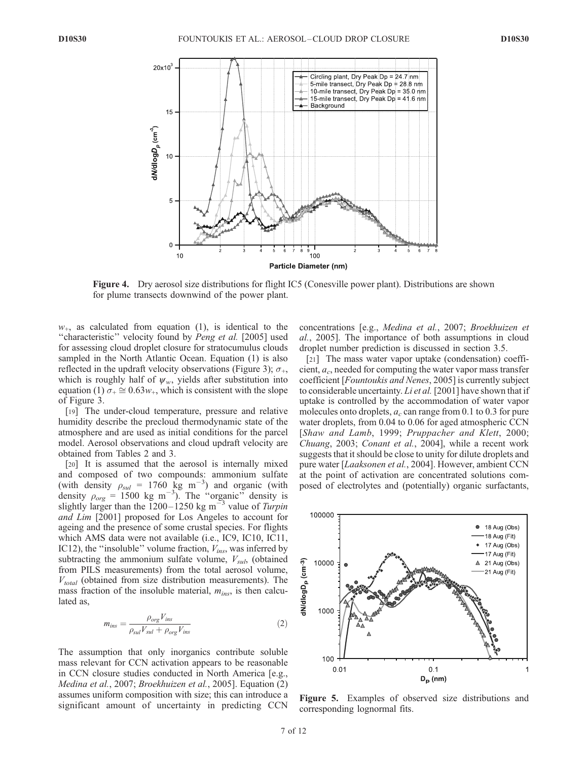Figure 4. Dry aerosol size distributions for flight IC5 (Conesville power plant). Distributions are shown for plume transects downwind of the power plant.

$w_+$, as calculated from equation (1), is identical to the "characteristic" velocity found by *Peng et al.* [2005] used for assessing cloud droplet closure for stratocumulus clouds sampled in the North Atlantic Ocean. Equation (1) is also reflected in the updraft velocity observations (Figure 3); $\sigma_+$, which is roughly half of $\psi_w$, yields after substitution into equation (1) $\sigma_+ \cong 0.63 w_+$, which is consistent with the slope of Figure 3.

[19] The under-cloud temperature, pressure and relative humidity describe the precloud thermodynamic state of the atmosphere and are used as initial conditions for the parcel model. Aerosol observations and cloud updraft velocity are obtained from Tables 2 and 3.

[20] It is assumed that the aerosol is internally mixed and composed of two compounds: ammonium sulfate (with density $\rho_{sul}$ = 1760 kg m$^{-3}$) and organic (with density $\rho_{org}$ = 1500 kg m$^{-3}$). The "organic" density is slightly larger than the 1200–1250 kg m$^{-3}$ value of *Turpin and Lim* [2001] proposed for Los Angeles to account for ageing and the presence of some crustal species. For flights which AMS data were not available (i.e., IC9, IC10, IC11, IC12), the "insoluble" volume fraction, $V_{ins}$, was inferred by subtracting the ammonium sulfate volume, $V_{sul}$, (obtained from PILS measurements) from the total aerosol volume, $V_{total}$ (obtained from size distribution measurements). The mass fraction of the insoluble material, $m_{ins}$, is then calculated as,

$$m_{ins} = \frac{\rho_{org} V_{ins}}{\rho_{sul} V_{sul} + \rho_{org} V_{ins}} \tag{2}$$

The assumption that only inorganics contribute soluble mass relevant for CCN activation appears to be reasonable in CCN closure studies conducted in North America [e.g., *Medina et al.*, 2007; *Broekhuizen et al.*, 2005]. Equation (2) assumes uniform composition with size; this can introduce a significant amount of uncertainty in predicting CCN concentrations [e.g., *Medina et al.*, 2007; *Broekhuizen et al.*, 2005]. The importance of both assumptions in cloud droplet number prediction is discussed in section 3.5.

[21] The mass water vapor uptake (condensation) coefficient, $a_c$, needed for computing the water vapor mass transfer coefficient [*Fountoukis and Nenes*, 2005] is currently subject to considerable uncertainty. *Li et al.* [2001] have shown that if uptake is controlled by the accommodation of water vapor molecules onto droplets, $a_c$ can range from 0.1 to 0.3 for pure water droplets, from 0.04 to 0.06 for aged atmospheric CCN [*Shaw and Lamb*, 1999; *Pruppacher and Klett*, 2000; *Chuang*, 2003; *Conant et al.*, 2004], while a recent work suggests that it should be close to unity for dilute droplets and pure water [*Laaksonen et al.*, 2004]. However, ambient CCN at the point of activation are concentrated solutions composed of electrolytes and (potentially) organic surfactants,

Figure 5. Examples of observed size distributions and corresponding lognormal fits.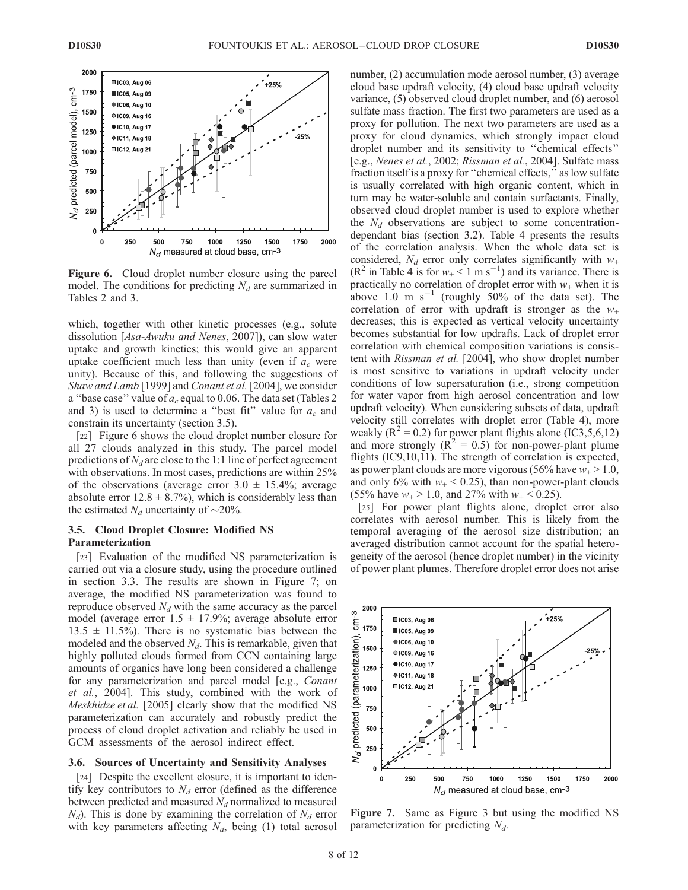**Figure 6.** Cloud droplet number closure using the parcel model. The conditions for predicting $N_d$ are summarized in Tables 2 and 3.

which, together with other kinetic processes (e.g., solute dissolution [*Asa-Awuku and Nenes*, 2007]), can slow water uptake and growth kinetics; this would give an apparent uptake coefficient much less than unity (even if $a_c$ were unity). Because of this, and following the suggestions of *Shaw and Lamb* [1999] and *Conant et al.* [2004], we consider a "base case" value of $a_c$ equal to 0.06. The data set (Tables 2 and 3) is used to determine a "best fit" value for $a_c$ and constrain its uncertainty (section 3.5).

[22] Figure 6 shows the cloud droplet number closure for all 27 clouds analyzed in this study. The parcel model predictions of $N_d$ are close to the 1:1 line of perfect agreement with observations. In most cases, predictions are within 25% of the observations (average error $3.0 \pm 15.4\%$; average absolute error $12.8 \pm 8.7\%$), which is considerably less than the estimated $N_d$ uncertainty of ~20%.

### 3.5. Cloud Droplet Closure: Modified NS Parameterization

[23] Evaluation of the modified NS parameterization is carried out via a closure study, using the procedure outlined in section 3.3. The results are shown in Figure 7; on average, the modified NS parameterization was found to reproduce observed $N_d$ with the same accuracy as the parcel model (average error $1.5 \pm 17.9\%$; average absolute error $13.5 \pm 11.5\%$). There is no systematic bias between the modeled and the observed $N_d$. This is remarkable, given that highly polluted clouds formed from CCN containing large amounts of organics have long been considered a challenge for any parameterization and parcel model [e.g., *Conant et al.*, 2004]. This study, combined with the work of *Meskhidze et al.* [2005] clearly show that the modified NS parameterization can accurately and robustly predict the process of cloud droplet activation and reliably be used in GCM assessments of the aerosol indirect effect.

### 3.6. Sources of Uncertainty and Sensitivity Analyses

[24] Despite the excellent closure, it is important to identify key contributors to $N_d$ error (defined as the difference between predicted and measured $N_d$ normalized to measured $N_d$). This is done by examining the correlation of $N_d$ error with key parameters affecting $N_d$, being (1) total aerosol number, (2) accumulation mode aerosol number, (3) average cloud base updraft velocity, (4) cloud base updraft velocity variance, (5) observed cloud droplet number, and (6) aerosol sulfate mass fraction. The first two parameters are used as a proxy for pollution. The next two parameters are used as a proxy for cloud dynamics, which strongly impact cloud droplet number and its sensitivity to "chemical effects" [e.g., *Nenes et al.*, 2002; *Rissman et al.*, 2004]. Sulfate mass fraction itself is a proxy for "chemical effects," as low sulfate is usually correlated with high organic content, which in turn may be water-soluble and contain surfactants. Finally, observed cloud droplet number is used to explore whether the $N_d$ observations are subject to some concentration-dependant bias (section 3.2). Table 4 presents the results of the correlation analysis. When the whole data set is considered, $N_d$ error only correlates significantly with $w_+$ ($R^2$ in Table 4 is for $w_+ < 1$ m s$^{-1}$) and its variance. There is practically no correlation of droplet error with $w_+$ when it is above 1.0 m s$^{-1}$ (roughly 50% of the data set). The correlation of error with updraft is stronger as the $w_+$ decreases; this is expected as vertical velocity uncertainty becomes substantial for low updrafts. Lack of droplet error correlation with chemical composition variations is consistent with *Rissman et al.* [2004], who show droplet number is most sensitive to variations in updraft velocity under conditions of low supersaturation (i.e., strong competition for water vapor from high aerosol concentration and low updraft velocity). When considering subsets of data, updraft velocity still correlates with droplet error (Table 4), more weakly ($R^2 = 0.2$) for power plant flights alone (IC3,5,6,12) and more strongly ($R^2 = 0.5$) for non-power-plant plume flights (IC9,10,11). The strength of correlation is expected, as power plant clouds are more vigorous (56% have $w_+ > 1.0$, and only 6% with $w_+ < 0.25$), than non-power-plant clouds (55% have $w_+ > 1.0$, and 27% with $w_+ < 0.25$).

[25] For power plant flights alone, droplet error also correlates with aerosol number. This is likely from the temporal averaging of the aerosol size distribution; an averaged distribution cannot account for the spatial heterogeneity of the aerosol (hence droplet number) in the vicinity of power plant plumes. Therefore droplet error does not arise

**Figure 7.** Same as Figure 3 but using the modified NS parameterization for predicting $N_d$.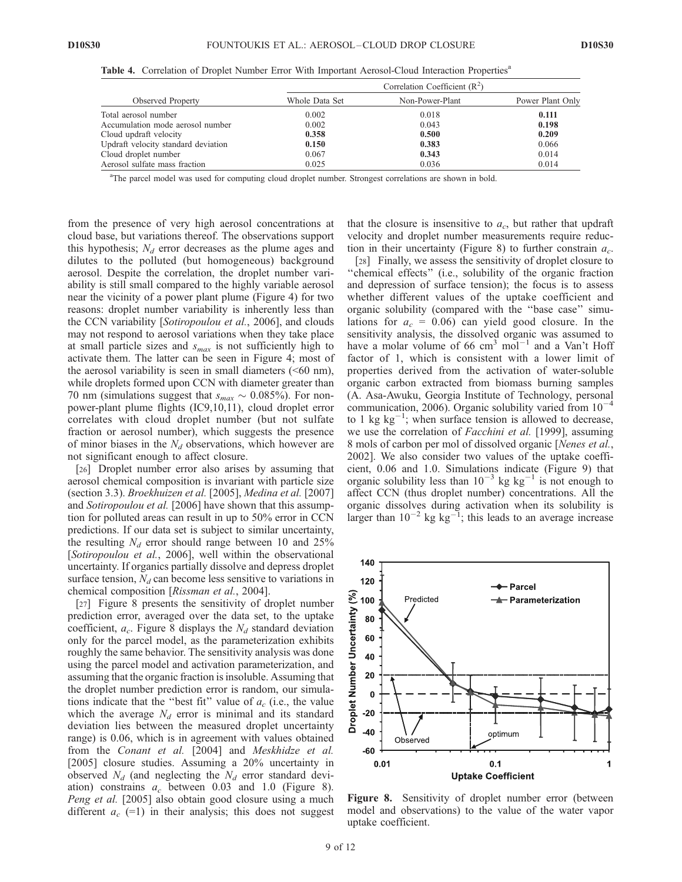**Table 4.** Correlation of Droplet Number Error With Important Aerosol-Cloud Interaction Properties[a]

| Observed Property | Correlation Coefficient ($R^2$) | | |
|---|---|---|---|
| | Whole Data Set | Non-Power-Plant | Power Plant Only |
| Total aerosol number | 0.002 | 0.018 | **0.111** |
| Accumulation mode aerosol number | 0.002 | 0.043 | **0.198** |
| Cloud updraft velocity | **0.358** | **0.500** | **0.209** |
| Updraft velocity standard deviation | **0.150** | **0.383** | 0.066 |
| Cloud droplet number | 0.067 | **0.343** | 0.014 |
| Aerosol sulfate mass fraction | 0.025 | 0.036 | 0.014 |

[a]The parcel model was used for computing cloud droplet number. Strongest correlations are shown in bold.

from the presence of very high aerosol concentrations at cloud base, but variations thereof. The observations support this hypothesis; $N_d$ error decreases as the plume ages and dilutes to the polluted (but homogeneous) background aerosol. Despite the correlation, the droplet number variability is still small compared to the highly variable aerosol near the vicinity of a power plant plume (Figure 4) for two reasons: droplet number variability is inherently less than the CCN variability [*Sotiropoulou et al.*, 2006], and clouds may not respond to aerosol variations when they take place at small particle sizes and $s_{max}$ is not sufficiently high to activate them. The latter can be seen in Figure 4; most of the aerosol variability is seen in small diameters (<60 nm), while droplets formed upon CCN with diameter greater than 70 nm (simulations suggest that $s_{max} \sim 0.085\%$). For non-power-plant plume flights (IC9,10,11), cloud droplet error correlates with cloud droplet number (but not sulfate fraction or aerosol number), which suggests the presence of minor biases in the $N_d$ observations, which however are not significant enough to affect closure.

[26] Droplet number error also arises by assuming that aerosol chemical composition is invariant with particle size (section 3.3). *Broekhuizen et al.* [2005], *Medina et al.* [2007] and *Sotiropoulou et al.* [2006] have shown that this assumption for polluted areas can result in up to 50% error in CCN predictions. If our data set is subject to similar uncertainty, the resulting $N_d$ error should range between 10 and 25% [*Sotiropoulou et al.*, 2006], well within the observational uncertainty. If organics partially dissolve and depress droplet surface tension, $N_d$ can become less sensitive to variations in chemical composition [*Rissman et al.*, 2004].

[27] Figure 8 presents the sensitivity of droplet number prediction error, averaged over the data set, to the uptake coefficient, $a_c$. Figure 8 displays the $N_d$ standard deviation only for the parcel model, as the parameterization exhibits roughly the same behavior. The sensitivity analysis was done using the parcel model and activation parameterization, and assuming that the organic fraction is insoluble. Assuming that the droplet number prediction error is random, our simulations indicate that the "best fit" value of $a_c$ (i.e., the value which the average $N_d$ error is minimal and its standard deviation lies between the measured droplet uncertainty range) is 0.06, which is in agreement with values obtained from the *Conant et al.* [2004] and *Meskhidze et al.* [2005] closure studies. Assuming a 20% uncertainty in observed $N_d$ (and neglecting the $N_d$ error standard deviation) constrains $a_c$ between 0.03 and 1.0 (Figure 8). *Peng et al.* [2005] also obtain good closure using a much different $a_c$ (=1) in their analysis; this does not suggest that the closure is insensitive to $a_c$, but rather that updraft velocity and droplet number measurements require reduction in their uncertainty (Figure 8) to further constrain $a_c$.

[28] Finally, we assess the sensitivity of droplet closure to "chemical effects" (i.e., solubility of the organic fraction and depression of surface tension); the focus is to assess whether different values of the uptake coefficient and organic solubility (compared with the "base case" simulations for $a_c$ = 0.06) can yield good closure. In the sensitivity analysis, the dissolved organic was assumed to have a molar volume of 66 $cm^3$ $mol^{-1}$ and a Van't Hoff factor of 1, which is consistent with a lower limit of properties derived from the activation of water-soluble organic carbon extracted from biomass burning samples (A. Asa-Awuku, Georgia Institute of Technology, personal communication, 2006). Organic solubility varied from $10^{-4}$ to 1 kg $kg^{-1}$; when surface tension is allowed to decrease, we use the correlation of *Facchini et al.* [1999], assuming 8 mols of carbon per mol of dissolved organic [*Nenes et al.*, 2002]. We also consider two values of the uptake coefficient, 0.06 and 1.0. Simulations indicate (Figure 9) that organic solubility less than $10^{-3}$ kg $kg^{-1}$ is not enough to affect CCN (thus droplet number) concentrations. All the organic dissolves during activation when its solubility is larger than $10^{-2}$ kg $kg^{-1}$; this leads to an average increase

**Figure 8.** Sensitivity of droplet number error (between model and observations) to the value of the water vapor uptake coefficient.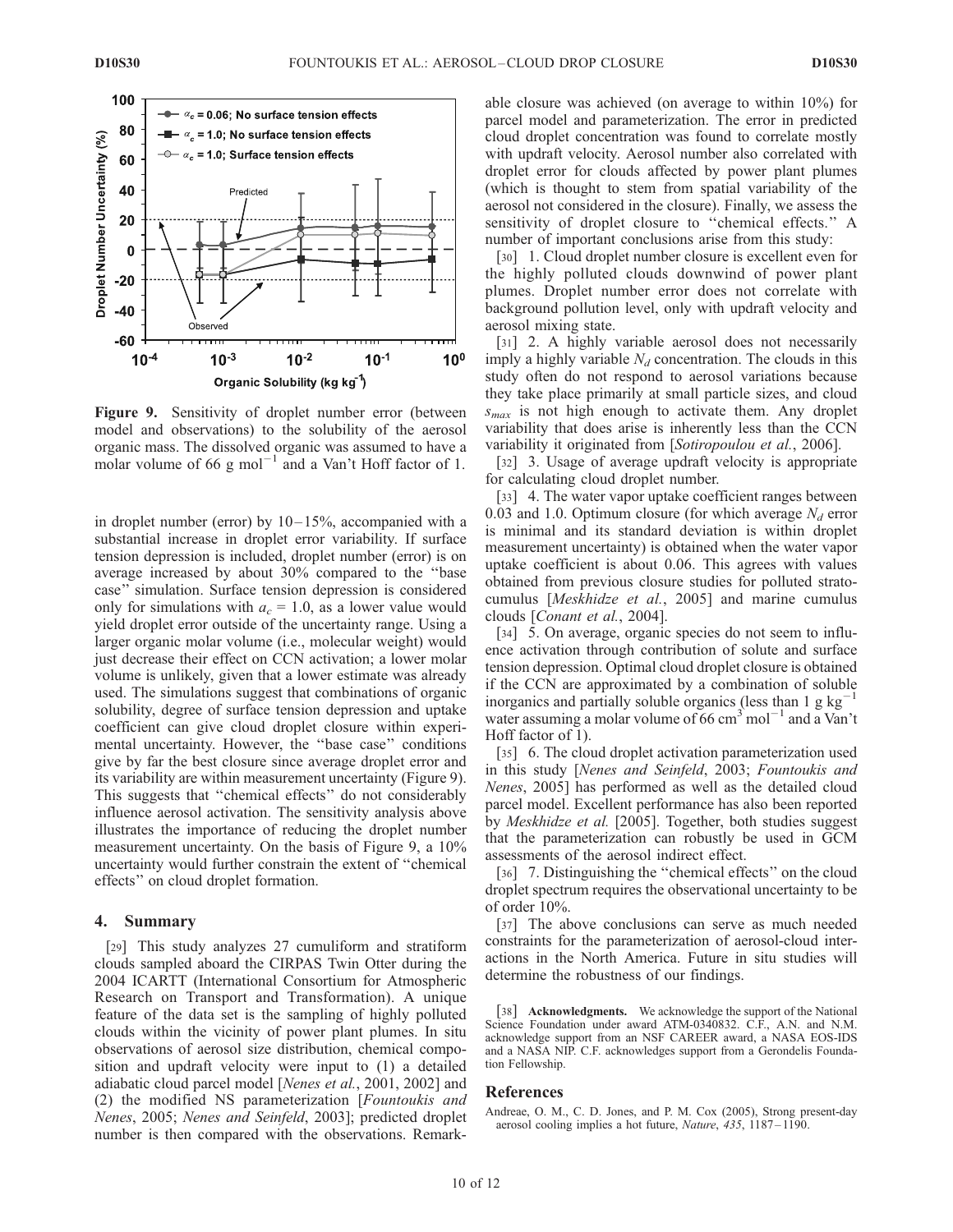**Figure 9.** Sensitivity of droplet number error (between model and observations) to the solubility of the aerosol organic mass. The dissolved organic was assumed to have a molar volume of 66 g mol$^{-1}$ and a Van't Hoff factor of 1.

in droplet number (error) by 10–15%, accompanied with a substantial increase in droplet error variability. If surface tension depression is included, droplet number (error) is on average increased by about 30% compared to the "base case" simulation. Surface tension depression is considered only for simulations with $a_c$ = 1.0, as a lower value would yield droplet error outside of the uncertainty range. Using a larger organic molar volume (i.e., molecular weight) would just decrease their effect on CCN activation; a lower molar volume is unlikely, given that a lower estimate was already used. The simulations suggest that combinations of organic solubility, degree of surface tension depression and uptake coefficient can give cloud droplet closure within experimental uncertainty. However, the "base case" conditions give by far the best closure since average droplet error and its variability are within measurement uncertainty (Figure 9). This suggests that "chemical effects" do not considerably influence aerosol activation. The sensitivity analysis above illustrates the importance of reducing the droplet number measurement uncertainty. On the basis of Figure 9, a 10% uncertainty would further constrain the extent of "chemical effects" on cloud droplet formation.

## 4. Summary

[29] This study analyzes 27 cumuliform and stratiform clouds sampled aboard the CIRPAS Twin Otter during the 2004 ICARTT (International Consortium for Atmospheric Research on Transport and Transformation). A unique feature of the data set is the sampling of highly polluted clouds within the vicinity of power plant plumes. In situ observations of aerosol size distribution, chemical composition and updraft velocity were input to (1) a detailed adiabatic cloud parcel model [*Nenes et al.*, 2001, 2002] and (2) the modified NS parameterization [*Fountoukis and Nenes*, 2005; *Nenes and Seinfeld*, 2003]; predicted droplet number is then compared with the observations. Remarkable closure was achieved (on average to within 10%) for parcel model and parameterization. The error in predicted cloud droplet concentration was found to correlate mostly with updraft velocity. Aerosol number also correlated with droplet error for clouds affected by power plant plumes (which is thought to stem from spatial variability of the aerosol not considered in the closure). Finally, we assess the sensitivity of droplet closure to "chemical effects." A number of important conclusions arise from this study:

[30] 1. Cloud droplet number closure is excellent even for the highly polluted clouds downwind of power plant plumes. Droplet number error does not correlate with background pollution level, only with updraft velocity and aerosol mixing state.

[31] 2. A highly variable aerosol does not necessarily imply a highly variable $N_d$ concentration. The clouds in this study often do not respond to aerosol variations because they take place primarily at small particle sizes, and cloud $s_{max}$ is not high enough to activate them. Any droplet variability that does arise is inherently less than the CCN variability it originated from [*Sotiropoulou et al.*, 2006].

[32] 3. Usage of average updraft velocity is appropriate for calculating cloud droplet number.

[33] 4. The water vapor uptake coefficient ranges between 0.03 and 1.0. Optimum closure (for which average $N_d$ error is minimal and its standard deviation is within droplet measurement uncertainty) is obtained when the water vapor uptake coefficient is about 0.06. This agrees with values obtained from previous closure studies for polluted stratocumulus [*Meskhidze et al.*, 2005] and marine cumulus clouds [*Conant et al.*, 2004].

[34] 5. On average, organic species do not seem to influence activation through contribution of solute and surface tension depression. Optimal cloud droplet closure is obtained if the CCN are approximated by a combination of soluble inorganics and partially soluble organics (less than 1 g kg$^{-1}$ water assuming a molar volume of 66 cm$^3$ mol$^{-1}$ and a Van't Hoff factor of 1).

[35] 6. The cloud droplet activation parameterization used in this study [*Nenes and Seinfeld*, 2003; *Fountoukis and Nenes*, 2005] has performed as well as the detailed cloud parcel model. Excellent performance has also been reported by *Meskhidze et al.* [2005]. Together, both studies suggest that the parameterization can robustly be used in GCM assessments of the aerosol indirect effect.

[36] 7. Distinguishing the "chemical effects" on the cloud droplet spectrum requires the observational uncertainty to be of order 10%.

[37] The above conclusions can serve as much needed constraints for the parameterization of aerosol-cloud interactions in the North America. Future in situ studies will determine the robustness of our findings.

[38] **Acknowledgments.** We acknowledge the support of the National Science Foundation under award ATM-0340832. C.F., A.N. and N.M. acknowledge support from an NSF CAREER award, a NASA EOS-IDS and a NASA NIP. C.F. acknowledges support from a Gerondelis Foundation Fellowship.

## References

Andreae, O. M., C. D. Jones, and P. M. Cox (2005), Strong present-day aerosol cooling implies a hot future, *Nature*, *435*, 1187–1190.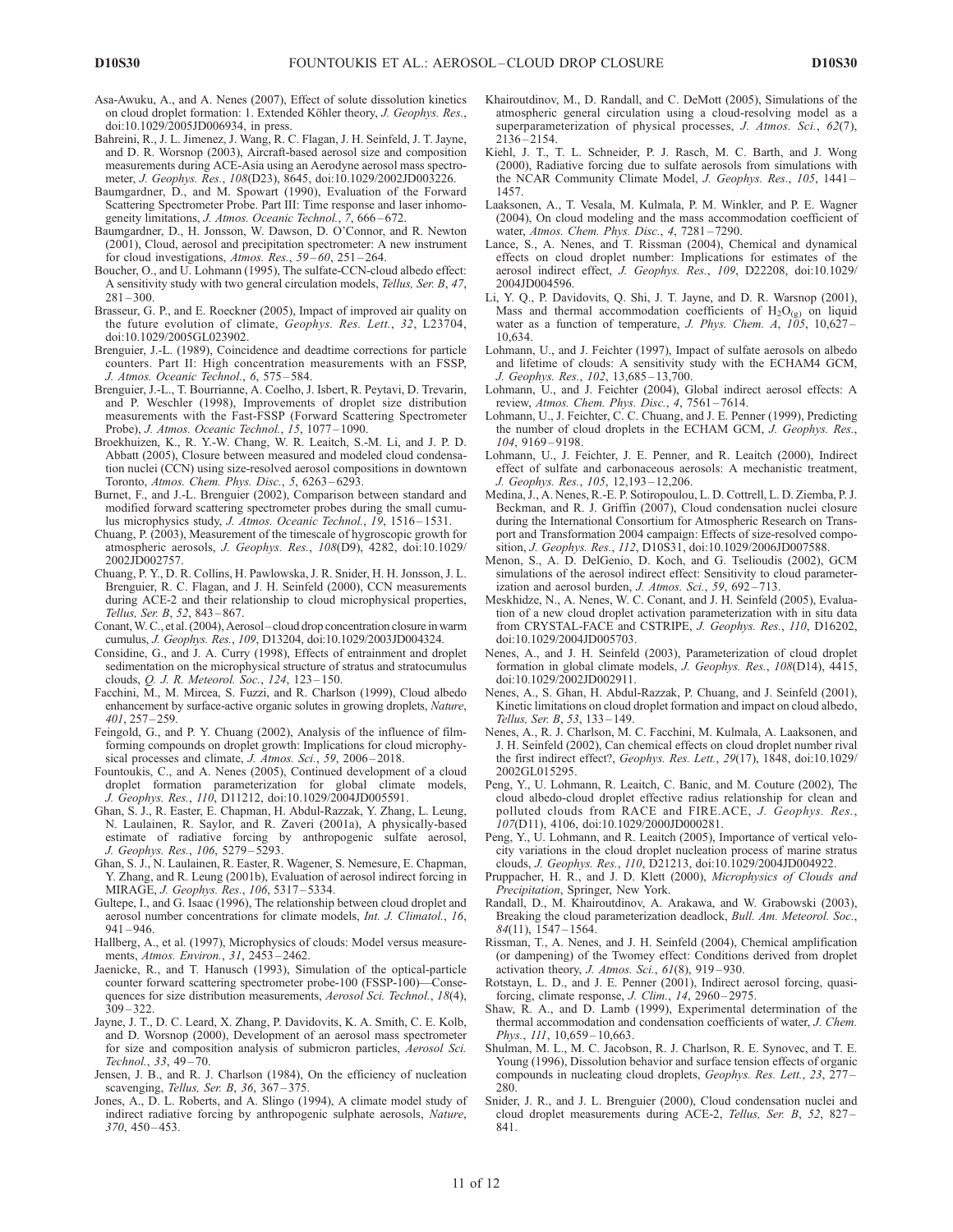Asa-Awuku, A., and A. Nenes (2007), Effect of solute dissolution kinetics on cloud droplet formation: 1. Extended Köhler theory, *J. Geophys. Res.*, doi:10.1029/2005JD006934, in press.

Bahreini, R., J. L. Jimenez, J. Wang, R. C. Flagan, J. H. Seinfeld, J. T. Jayne, and D. R. Worsnop (2003), Aircraft-based aerosol size and composition measurements during ACE-Asia using an Aerodyne aerosol mass spectrometer, *J. Geophys. Res.*, *108*(D23), 8645, doi:10.1029/2002JD003226.

Baumgardner, D., and M. Spowart (1990), Evaluation of the Forward Scattering Spectrometer Probe. Part III: Time response and laser inhomogeneity limitations, *J. Atmos. Oceanic Technol.*, *7*, 666–672.

Baumgardner, D., H. Jonsson, W. Dawson, D. O'Connor, and R. Newton (2001), Cloud, aerosol and precipitation spectrometer: A new instrument for cloud investigations, *Atmos. Res.*, *59–60*, 251–264.

Boucher, O., and U. Lohmann (1995), The sulfate-CCN-cloud albedo effect: A sensitivity study with two general circulation models, *Tellus, Ser. B*, *47*, 281–300.

Brasseur, G. P., and E. Roeckner (2005), Impact of improved air quality on the future evolution of climate, *Geophys. Res. Lett.*, *32*, L23704, doi:10.1029/2005GL023902.

Brenguier, J.-L. (1989), Coincidence and deadtime corrections for particle counters. Part II: High concentration measurements with an FSSP, *J. Atmos. Oceanic Technol.*, *6*, 575–584.

Brenguier, J.-L., T. Bourrianne, A. Coelho, J. Isbert, R. Peytavi, D. Trevarin, and P. Weschler (1998), Improvements of droplet size distribution measurements with the Fast-FSSP (Forward Scattering Spectrometer Probe), *J. Atmos. Oceanic Technol.*, *15*, 1077–1090.

Broekhuizen, K., R. Y.-W. Chang, W. R. Leaitch, S.-M. Li, and J. P. D. Abbatt (2005), Closure between measured and modeled cloud condensation nuclei (CCN) using size-resolved aerosol compositions in downtown Toronto, *Atmos. Chem. Phys. Disc.*, *5*, 6263–6293.

Burnet, F., and J.-L. Brenguier (2002), Comparison between standard and modified forward scattering spectrometer probes during the small cumulus microphysics study, *J. Atmos. Oceanic Technol.*, *19*, 1516–1531.

Chuang, P. (2003), Measurement of the timescale of hygroscopic growth for atmospheric aerosols, *J. Geophys. Res.*, *108*(D9), 4282, doi:10.1029/2002JD002757.

Chuang, P. Y., D. R. Collins, H. Pawlowska, J. R. Snider, H. H. Jonsson, J. L. Brenguier, R. C. Flagan, and J. H. Seinfeld (2000), CCN measurements during ACE-2 and their relationship to cloud microphysical properties, *Tellus, Ser. B*, *52*, 843–867.

Conant, W. C., et al. (2004), Aerosol–cloud drop concentration closure in warm cumulus, *J. Geophys. Res.*, *109*, D13204, doi:10.1029/2003JD004324.

Considine, G., and J. A. Curry (1998), Effects of entrainment and droplet sedimentation on the microphysical structure of stratus and stratocumulus clouds, *Q. J. R. Meteorol. Soc.*, *124*, 123–150.

Facchini, M., M. Mircea, S. Fuzzi, and R. Charlson (1999), Cloud albedo enhancement by surface-active organic solutes in growing droplets, *Nature*, *401*, 257–259.

Feingold, G., and P. Y. Chuang (2002), Analysis of the influence of film-forming compounds on droplet growth: Implications for cloud microphysical processes and climate, *J. Atmos. Sci.*, *59*, 2006–2018.

Fountoukis, C., and A. Nenes (2005), Continued development of a cloud droplet formation parameterization for global climate models, *J. Geophys. Res.*, *110*, D11212, doi:10.1029/2004JD005591.

Ghan, S. J., R. Easter, E. Chapman, H. Abdul-Razzak, Y. Zhang, L. Leung, N. Laulainen, R. Saylor, and R. Zaveri (2001a), A physically-based estimate of radiative forcing by anthropogenic sulfate aerosol, *J. Geophys. Res.*, *106*, 5279–5293.

Ghan, S. J., N. Laulainen, R. Easter, R. Wagener, S. Nemesure, E. Chapman, Y. Zhang, and R. Leung (2001b), Evaluation of aerosol indirect forcing in MIRAGE, *J. Geophys. Res.*, *106*, 5317–5334.

Gultepe, I., and G. Isaac (1996), The relationship between cloud droplet and aerosol number concentrations for climate models, *Int. J. Climatol.*, *16*, 941–946.

Hallberg, A., et al. (1997), Microphysics of clouds: Model versus measurements, *Atmos. Environ.*, *31*, 2453–2462.

Jaenicke, R., and T. Hanusch (1993), Simulation of the optical-particle counter forward scattering spectrometer probe-100 (FSSP-100)—Consequences for size distribution measurements, *Aerosol Sci. Technol.*, *18*(4), 309–322.

Jayne, J. T., D. C. Leard, X. Zhang, P. Davidovits, K. A. Smith, C. E. Kolb, and D. Worsnop (2000), Development of an aerosol mass spectrometer for size and composition analysis of submicron particles, *Aerosol Sci. Technol.*, *33*, 49–70.

Jensen, J. B., and R. J. Charlson (1984), On the efficiency of nucleation scavenging, *Tellus, Ser. B*, *36*, 367–375.

Jones, A., D. L. Roberts, and A. Slingo (1994), A climate model study of indirect radiative forcing by anthropogenic sulphate aerosols, *Nature*, *370*, 450–453.

Khairoutdinov, M., D. Randall, and C. DeMott (2005), Simulations of the atmospheric general circulation using a cloud-resolving model as a superparameterization of physical processes, *J. Atmos. Sci.*, *62*(7), 2136–2154.

Kiehl, J. T., T. L. Schneider, P. J. Rasch, M. C. Barth, and J. Wong (2000), Radiative forcing due to sulfate aerosols from simulations with the NCAR Community Climate Model, *J. Geophys. Res.*, *105*, 1441–1457.

Laaksonen, A., T. Vesala, M. Kulmala, P. M. Winkler, and P. E. Wagner (2004), On cloud modeling and the mass accommodation coefficient of water, *Atmos. Chem. Phys. Disc.*, *4*, 7281–7290.

Lance, S., A. Nenes, and T. Rissman (2004), Chemical and dynamical effects on cloud droplet number: Implications for estimates of the aerosol indirect effect, *J. Geophys. Res.*, *109*, D22208, doi:10.1029/2004JD004596.

Li, Y. Q., P. Davidovits, Q. Shi, J. T. Jayne, and D. R. Warsnop (2001), Mass and thermal accommodation coefficients of $H_2O_{(g)}$ on liquid water as a function of temperature, *J. Phys. Chem. A*, *105*, 10,627–10,634.

Lohmann, U., and J. Feichter (1997), Impact of sulfate aerosols on albedo and lifetime of clouds: A sensitivity study with the ECHAM4 GCM, *J. Geophys. Res.*, *102*, 13,685–13,700.

Lohmann, U., and J. Feichter (2004), Global indirect aerosol effects: A review, *Atmos. Chem. Phys. Disc.*, *4*, 7561–7614.

Lohmann, U., J. Feichter, C. C. Chuang, and J. E. Penner (1999), Predicting the number of cloud droplets in the ECHAM GCM, *J. Geophys. Res.*, *104*, 9169–9198.

Lohmann, U., J. Feichter, J. E. Penner, and R. Leaitch (2000), Indirect effect of sulfate and carbonaceous aerosols: A mechanistic treatment, *J. Geophys. Res.*, *105*, 12,193–12,206.

Medina, J., A. Nenes, R.-E. P. Sotiropoulou, L. D. Cottrell, L. D. Ziemba, P. J. Beckman, and R. J. Griffin (2007), Cloud condensation nuclei closure during the International Consortium for Atmospheric Research on Transport and Transformation 2004 campaign: Effects of size-resolved composition, *J. Geophys. Res.*, *112*, D10S31, doi:10.1029/2006JD007588.

Menon, S., A. D. DelGenio, D. Koch, and G. Tselioudis (2002), GCM simulations of the aerosol indirect effect: Sensitivity to cloud parameterization and aerosol burden, *J. Atmos. Sci.*, *59*, 692–713.

Meskhidze, N., A. Nenes, W. C. Conant, and J. H. Seinfeld (2005), Evaluation of a new cloud droplet activation parameterization with in situ data from CRYSTAL-FACE and CSTRIPE, *J. Geophys. Res.*, *110*, D16202, doi:10.1029/2004JD005703.

Nenes, A., and J. H. Seinfeld (2003), Parameterization of cloud droplet formation in global climate models, *J. Geophys. Res.*, *108*(D14), 4415, doi:10.1029/2002JD002911.

Nenes, A., S. Ghan, H. Abdul-Razzak, P. Chuang, and J. Seinfeld (2001), Kinetic limitations on cloud droplet formation and impact on cloud albedo, *Tellus, Ser. B*, *53*, 133–149.

Nenes, A., R. J. Charlson, M. C. Facchini, M. Kulmala, A. Laaksonen, and J. H. Seinfeld (2002), Can chemical effects on cloud droplet number rival the first indirect effect?, *Geophys. Res. Lett.*, *29*(17), 1848, doi:10.1029/2002GL015295.

Peng, Y., U. Lohmann, R. Leaitch, C. Banic, and M. Couture (2002), The cloud albedo-cloud droplet effective radius relationship for clean and polluted clouds from RACE and FIRE.ACE, *J. Geophys. Res.*, *107*(D11), 4106, doi:10.1029/2000JD000281.

Peng, Y., U. Lohmann, and R. Leaitch (2005), Importance of vertical velocity variations in the cloud droplet nucleation process of marine stratus clouds, *J. Geophys. Res.*, *110*, D21213, doi:10.1029/2004JD004922.

Pruppacher, H. R., and J. D. Klett (2000), *Microphysics of Clouds and Precipitation*, Springer, New York.

Randall, D., M. Khairoutdinov, A. Arakawa, and W. Grabowski (2003), Breaking the cloud parameterization deadlock, *Bull. Am. Meteorol. Soc.*, *84*(11), 1547–1564.

Rissman, T., A. Nenes, and J. H. Seinfeld (2004), Chemical amplification (or dampening) of the Twomey effect: Conditions derived from droplet activation theory, *J. Atmos. Sci.*, *61*(8), 919–930.

Rotstayn, L. D., and J. E. Penner (2001), Indirect aerosol forcing, quasi-forcing, climate response, *J. Clim.*, *14*, 2960–2975.

Shaw, R. A., and D. Lamb (1999), Experimental determination of the thermal accommodation and condensation coefficients of water, *J. Chem. Phys.*, *111*, 10,659–10,663.

Shulman, M. L., M. C. Jacobson, R. J. Charlson, R. E. Synovec, and T. E. Young (1996), Dissolution behavior and surface tension effects of organic compounds in nucleating cloud droplets, *Geophys. Res. Lett.*, *23*, 277–280.

Snider, J. R., and J. L. Brenguier (2000), Cloud condensation nuclei and cloud droplet measurements during ACE-2, *Tellus, Ser. B*, *52*, 827–841.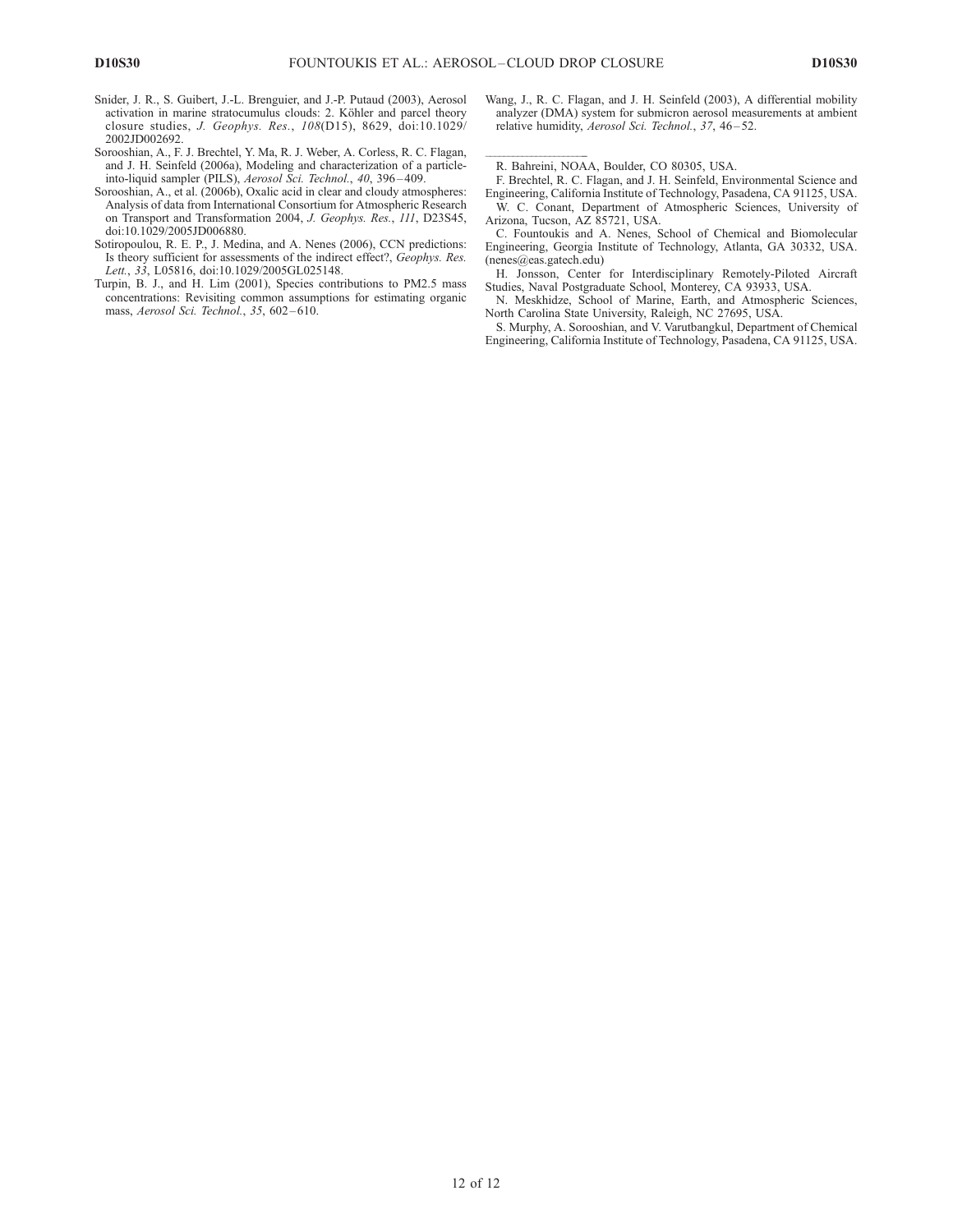Snider, J. R., S. Guibert, J.-L. Brenguier, and J.-P. Putaud (2003), Aerosol activation in marine stratocumulus clouds: 2. Köhler and parcel theory closure studies, *J. Geophys. Res.*, *108*(D15), 8629, doi:10.1029/2002JD002692.

Sorooshian, A., F. J. Brechtel, Y. Ma, R. J. Weber, A. Corless, R. C. Flagan, and J. H. Seinfeld (2006a), Modeling and characterization of a particle-into-liquid sampler (PILS), *Aerosol Sci. Technol.*, *40*, 396–409.

Sorooshian, A., et al. (2006b), Oxalic acid in clear and cloudy atmospheres: Analysis of data from International Consortium for Atmospheric Research on Transport and Transformation 2004, *J. Geophys. Res.*, *111*, D23S45, doi:10.1029/2005JD006880.

Sotiropoulou, R. E. P., J. Medina, and A. Nenes (2006), CCN predictions: Is theory sufficient for assessments of the indirect effect?, *Geophys. Res. Lett.*, *33*, L05816, doi:10.1029/2005GL025148.

Turpin, B. J., and H. Lim (2001), Species contributions to PM2.5 mass concentrations: Revisiting common assumptions for estimating organic mass, *Aerosol Sci. Technol.*, *35*, 602–610.

Wang, J., R. C. Flagan, and J. H. Seinfeld (2003), A differential mobility analyzer (DMA) system for submicron aerosol measurements at ambient relative humidity, *Aerosol Sci. Technol.*, *37*, 46–52.

---

R. Bahreini, NOAA, Boulder, CO 80305, USA.

F. Brechtel, R. C. Flagan, and J. H. Seinfeld, Environmental Science and Engineering, California Institute of Technology, Pasadena, CA 91125, USA.

W. C. Conant, Department of Atmospheric Sciences, University of Arizona, Tucson, AZ 85721, USA.

C. Fountoukis and A. Nenes, School of Chemical and Biomolecular Engineering, Georgia Institute of Technology, Atlanta, GA 30332, USA. (nenes@eas.gatech.edu)

H. Jonsson, Center for Interdisciplinary Remotely-Piloted Aircraft Studies, Naval Postgraduate School, Monterey, CA 93933, USA.

N. Meskhidze, School of Marine, Earth, and Atmospheric Sciences, North Carolina State University, Raleigh, NC 27695, USA.

S. Murphy, A. Sorooshian, and V. Varutbangkul, Department of Chemical Engineering, California Institute of Technology, Pasadena, CA 91125, USA.